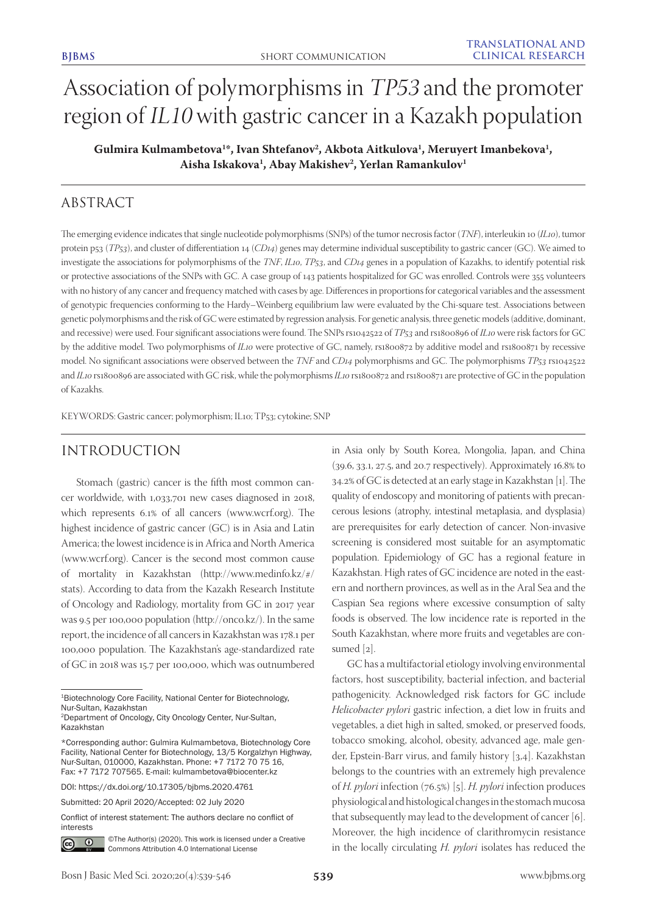# Association of polymorphisms in *TP53* and the promoter region of *IL10* with gastric cancer in a Kazakh population

**Gulmira Kulmambetova[1]\*, Ivan Shtefanov[2], Akbota Aitkulova[1], Meruyert Imanbekova[1], Aisha Iskakova[1], Abay Makishev[2], Yerlan Ramankulov[1]**

## ABSTRACT

The emerging evidence indicates that single nucleotide polymorphisms (SNPs) of the tumor necrosis factor (*TNF*), interleukin 10 (*IL10*), tumor protein p53 (*TP53*), and cluster of differentiation 14 (*CD14*) genes may determine individual susceptibility to gastric cancer (GC). We aimed to investigate the associations for polymorphisms of the *TNF*, *IL10*, *TP53*, and *CD14* genes in a population of Kazakhs, to identify potential risk or protective associations of the SNPs with GC. A case group of 143 patients hospitalized for GC was enrolled. Controls were 355 volunteers with no history of any cancer and frequency matched with cases by age. Differences in proportions for categorical variables and the assessment of genotypic frequencies conforming to the Hardy–Weinberg equilibrium law were evaluated by the Chi-square test. Associations between genetic polymorphisms and the risk of GC were estimated by regression analysis. For genetic analysis, three genetic models (additive, dominant, and recessive) were used. Four significant associations were found. The SNPs rs1042522 of *TP53* and rs1800896 of *IL10* were risk factors for GC by the additive model. Two polymorphisms of *IL10* were protective of GC, namely, rs1800872 by additive model and rs1800871 by recessive model. No significant associations were observed between the *TNF* and *CD14* polymorphisms and GC. The polymorphisms *TP53* rs1042522 and *IL10* rs1800896 are associated with GC risk, while the polymorphisms *IL10* rs1800872 and rs1800871 are protective of GC in the population of Kazakhs.

KEYWORDS: Gastric cancer; polymorphism; IL10; TP53; cytokine; SNP

## INTRODUCTION

Stomach (gastric) cancer is the fifth most common cancer worldwide, with 1,033,701 new cases diagnosed in 2018, which represents 6.1% of all cancers (www.wcrf.org). The highest incidence of gastric cancer (GC) is in Asia and Latin America; the lowest incidence is in Africa and North America (www.wcrf.org). Cancer is the second most common cause of mortality in Kazakhstan (http://www.medinfo.kz/#/stats). According to data from the Kazakh Research Institute of Oncology and Radiology, mortality from GC in 2017 year was 9.5 per 100,000 population (http://onco.kz/). In the same report, the incidence of all cancers in Kazakhstan was 178.1 per 100,000 population. The Kazakhstan's age-standardized rate of GC in 2018 was 15.7 per 100,000, which was outnumbered in Asia only by South Korea, Mongolia, Japan, and China (39.6, 33.1, 27.5, and 20.7 respectively). Approximately 16.8% to 34.2% of GC is detected at an early stage in Kazakhstan [1]. The quality of endoscopy and monitoring of patients with precancerous lesions (atrophy, intestinal metaplasia, and dysplasia) are prerequisites for early detection of cancer. Non-invasive screening is considered most suitable for an asymptomatic population. Epidemiology of GC has a regional feature in Kazakhstan. High rates of GC incidence are noted in the eastern and northern provinces, as well as in the Aral Sea and the Caspian Sea regions where excessive consumption of salty foods is observed. The low incidence rate is reported in the South Kazakhstan, where more fruits and vegetables are consumed [2].

GC has a multifactorial etiology involving environmental factors, host susceptibility, bacterial infection, and bacterial pathogenicity. Acknowledged risk factors for GC include *Helicobacter pylori* gastric infection, a diet low in fruits and vegetables, a diet high in salted, smoked, or preserved foods, tobacco smoking, alcohol, obesity, advanced age, male gender, Epstein-Barr virus, and family history [3,4]. Kazakhstan belongs to the countries with an extremely high prevalence of *H. pylori* infection (76.5%) [5]. *H. pylori* infection produces physiological and histological changes in the stomach mucosa that subsequently may lead to the development of cancer [6]. Moreover, the high incidence of clarithromycin resistance in the locally circulating *H. pylori* isolates has reduced the

[1]Biotechnology Core Facility, National Center for Biotechnology, Nur-Sultan, Kazakhstan
[2]Department of Oncology, City Oncology Center, Nur-Sultan, Kazakhstan

\*Corresponding author: Gulmira Kulmambetova, Biotechnology Core Facility, National Center for Biotechnology, 13/5 Korgalzhyn Highway, Nur-Sultan, 010000, Kazakhstan. Phone: +7 7172 70 75 16, Fax: +7 7172 707565. E-mail: kulmambetova@biocenter.kz

DOI: https://dx.doi.org/10.17305/bjbms.2020.4761

Submitted: 20 April 2020/Accepted: 02 July 2020

Conflict of interest statement: The authors declare no conflict of interests

©The Author(s) (2020). This work is licensed under a Creative Commons Attribution 4.0 International License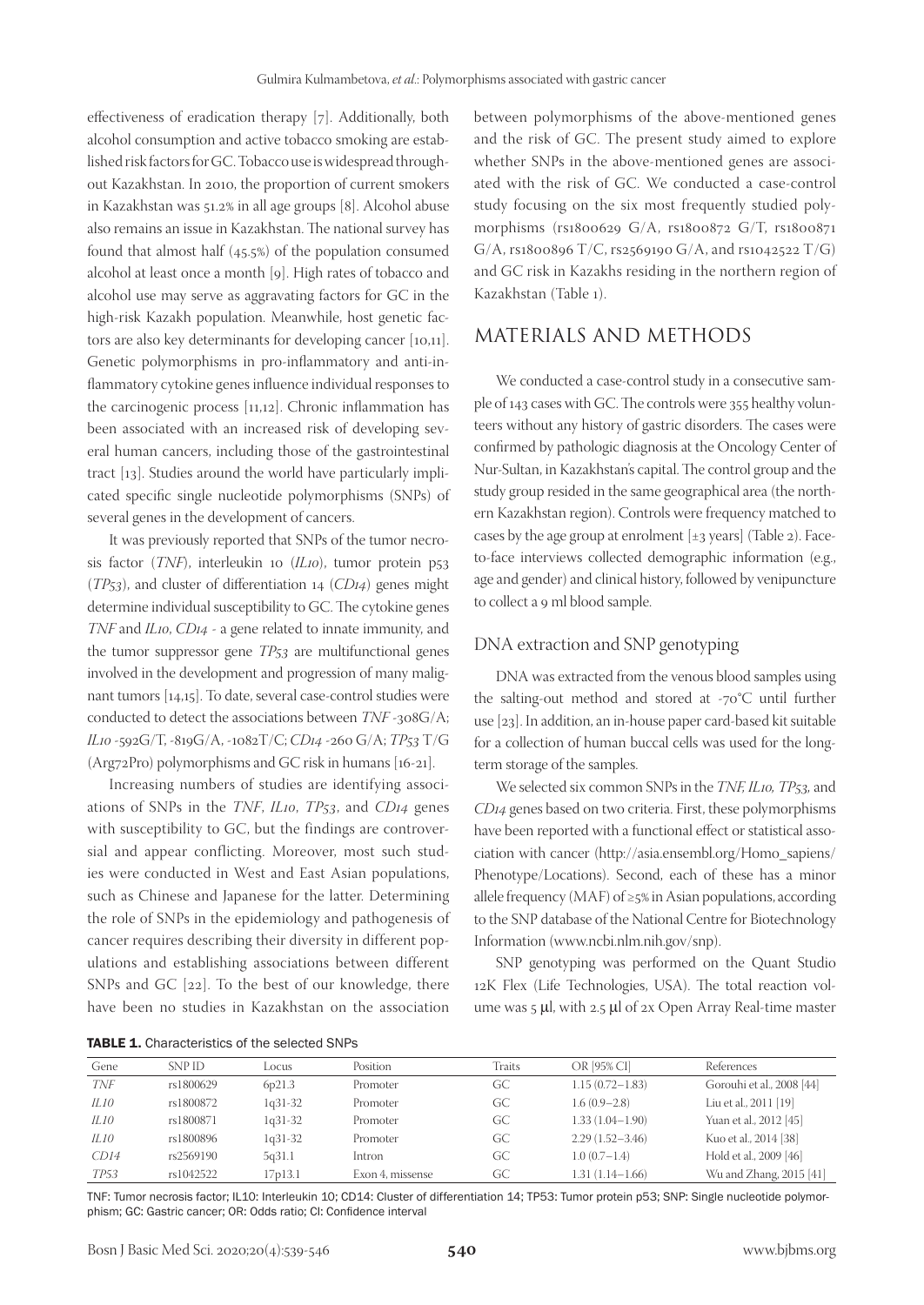effectiveness of eradication therapy [7]. Additionally, both alcohol consumption and active tobacco smoking are established risk factors for GC. Tobacco use is widespread throughout Kazakhstan. In 2010, the proportion of current smokers in Kazakhstan was 51.2% in all age groups [8]. Alcohol abuse also remains an issue in Kazakhstan. The national survey has found that almost half (45.5%) of the population consumed alcohol at least once a month [9]. High rates of tobacco and alcohol use may serve as aggravating factors for GC in the high-risk Kazakh population. Meanwhile, host genetic factors are also key determinants for developing cancer [10,11]. Genetic polymorphisms in pro-inflammatory and anti-inflammatory cytokine genes influence individual responses to the carcinogenic process [11,12]. Chronic inflammation has been associated with an increased risk of developing several human cancers, including those of the gastrointestinal tract [13]. Studies around the world have particularly implicated specific single nucleotide polymorphisms (SNPs) of several genes in the development of cancers.

It was previously reported that SNPs of the tumor necrosis factor (*TNF*), interleukin 10 (*IL10*), tumor protein p53 (*TP53*), and cluster of differentiation 14 (*CD14*) genes might determine individual susceptibility to GC. The cytokine genes *TNF* and *IL10*, *CD14* - a gene related to innate immunity, and the tumor suppressor gene *TP53* are multifunctional genes involved in the development and progression of many malignant tumors [14,15]. To date, several case-control studies were conducted to detect the associations between *TNF* -308G/A; *IL10* -592G/T, -819G/A, -1082T/C; *CD14* -260 G/A; *TP53* T/G (Arg72Pro) polymorphisms and GC risk in humans [16-21].

Increasing numbers of studies are identifying associations of SNPs in the *TNF*, *IL10*, *TP53*, and *CD14* genes with susceptibility to GC, but the findings are controversial and appear conflicting. Moreover, most such studies were conducted in West and East Asian populations, such as Chinese and Japanese for the latter. Determining the role of SNPs in the epidemiology and pathogenesis of cancer requires describing their diversity in different populations and establishing associations between different SNPs and GC [22]. To the best of our knowledge, there have been no studies in Kazakhstan on the association between polymorphisms of the above-mentioned genes and the risk of GC. The present study aimed to explore whether SNPs in the above-mentioned genes are associated with the risk of GC. We conducted a case-control study focusing on the six most frequently studied polymorphisms (rs1800629 G/A, rs1800872 G/T, rs1800871 G/A, rs1800896 T/C, rs2569190 G/A, and rs1042522 T/G) and GC risk in Kazakhs residing in the northern region of Kazakhstan (Table 1).

## MATERIALS AND METHODS

We conducted a case-control study in a consecutive sample of 143 cases with GC. The controls were 355 healthy volunteers without any history of gastric disorders. The cases were confirmed by pathologic diagnosis at the Oncology Center of Nur-Sultan, in Kazakhstan's capital. The control group and the study group resided in the same geographical area (the northern Kazakhstan region). Controls were frequency matched to cases by the age group at enrolment [±3 years] (Table 2). Face-to-face interviews collected demographic information (e.g., age and gender) and clinical history, followed by venipuncture to collect a 9 ml blood sample.

### DNA extraction and SNP genotyping

DNA was extracted from the venous blood samples using the salting-out method and stored at -70°C until further use [23]. In addition, an in-house paper card-based kit suitable for a collection of human buccal cells was used for the long-term storage of the samples.

We selected six common SNPs in the *TNF, IL10, TP53,* and *CD14* genes based on two criteria. First, these polymorphisms have been reported with a functional effect or statistical association with cancer (http://asia.ensembl.org/Homo_sapiens/Phenotype/Locations). Second, each of these has a minor allele frequency (MAF) of ≥5% in Asian populations, according to the SNP database of the National Centre for Biotechnology Information (www.ncbi.nlm.nih.gov/snp).

SNP genotyping was performed on the Quant Studio 12K Flex (Life Technologies, USA). The total reaction volume was 5 μl, with 2.5 μl of 2x Open Array Real-time master

**TABLE 1.** Characteristics of the selected SNPs

| Gene | SNP ID | Locus | Position | Traits | OR [95% CI] | References |
|---|---|---|---|---|---|---|
| *TNF* | rs1800629 | 6p21.3 | Promoter | GC | 1.15 (0.72–1.83) | Gorouhi et al., 2008 [44] |
| *IL10* | rs1800872 | 1q31-32 | Promoter | GC | 1.6 (0.9–2.8) | Liu et al., 2011 [19] |
| *IL10* | rs1800871 | 1q31-32 | Promoter | GC | 1.33 (1.04–1.90) | Yuan et al., 2012 [45] |
| *IL10* | rs1800896 | 1q31-32 | Promoter | GC | 2.29 (1.52–3.46) | Kuo et al., 2014 [38] |
| *CD14* | rs2569190 | 5q31.1 | Intron | GC | 1.0 (0.7–1.4) | Hold et al., 2009 [46] |
| *TP53* | rs1042522 | 17p13.1 | Exon 4, missense | GC | 1.31 (1.14–1.66) | Wu and Zhang, 2015 [41] |

TNF: Tumor necrosis factor; IL10: Interleukin 10; CD14: Cluster of differentiation 14; TP53: Tumor protein p53; SNP: Single nucleotide polymorphism; GC: Gastric cancer; OR: Odds ratio; CI: Confidence interval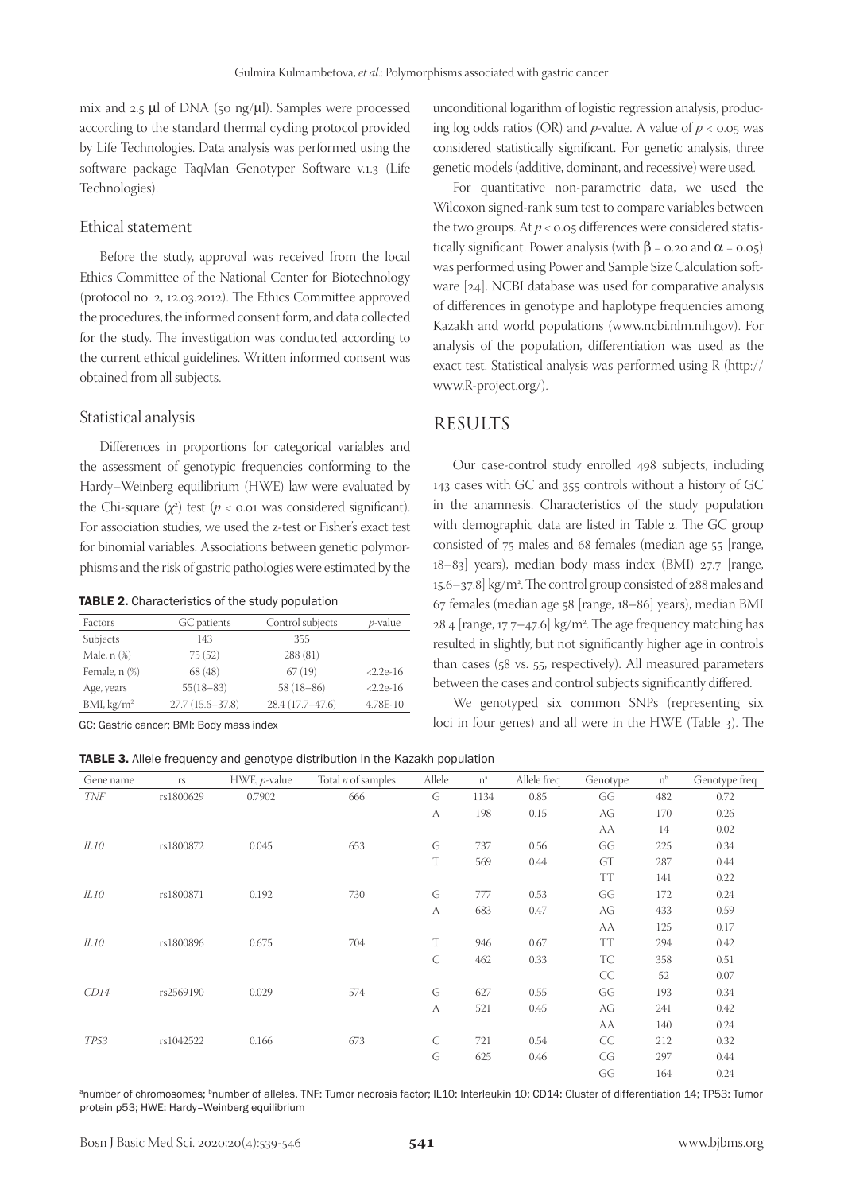mix and 2.5 μl of DNA (50 ng/μl). Samples were processed according to the standard thermal cycling protocol provided by Life Technologies. Data analysis was performed using the software package TaqMan Genotyper Software v.1.3 (Life Technologies).

### Ethical statement

Before the study, approval was received from the local Ethics Committee of the National Center for Biotechnology (protocol no. 2, 12.03.2012). The Ethics Committee approved the procedures, the informed consent form, and data collected for the study. The investigation was conducted according to the current ethical guidelines. Written informed consent was obtained from all subjects.

### Statistical analysis

Differences in proportions for categorical variables and the assessment of genotypic frequencies conforming to the Hardy–Weinberg equilibrium (HWE) law were evaluated by the Chi-square ($\chi^2$) test ($p < 0.01$ was considered significant). For association studies, we used the z-test or Fisher's exact test for binomial variables. Associations between genetic polymorphisms and the risk of gastric pathologies were estimated by the unconditional logarithm of logistic regression analysis, producing log odds ratios (OR) and $p$-value. A value of $p < 0.05$ was considered statistically significant. For genetic analysis, three genetic models (additive, dominant, and recessive) were used.

For quantitative non-parametric data, we used the Wilcoxon signed-rank sum test to compare variables between the two groups. At $p < 0.05$ differences were considered statistically significant. Power analysis (with $\beta = 0.20$ and $\alpha = 0.05$) was performed using Power and Sample Size Calculation software [24]. NCBI database was used for comparative analysis of differences in genotype and haplotype frequencies among Kazakh and world populations (www.ncbi.nlm.nih.gov). For analysis of the population, differentiation was used as the exact test. Statistical analysis was performed using R (http://www.R-project.org/).

**TABLE 2.** Characteristics of the study population

| Factors | GC patients | Control subjects | $p$-value |
|---|---|---|---|
| Subjects | 143 | 355 | |
| Male, n (%) | 75 (52) | 288 (81) | |
| Female, n (%) | 68 (48) | 67 (19) | <2.2e-16 |
| Age, years | 55(18–83) | 58 (18–86) | <2.2e-16 |
| BMI, kg/m$^2$ | 27.7 (15.6–37.8) | 28.4 (17.7–47.6) | 4.78E-10 |

GC: Gastric cancer; BMI: Body mass index

## RESULTS

Our case-control study enrolled 498 subjects, including 143 cases with GC and 355 controls without a history of GC in the anamnesis. Characteristics of the study population with demographic data are listed in Table 2. The GC group consisted of 75 males and 68 females (median age 55 [range, 18–83] years), median body mass index (BMI) 27.7 [range, 15.6–37.8] kg/m$^2$. The control group consisted of 288 males and 67 females (median age 58 [range, 18–86] years), median BMI 28.4 [range, 17.7–47.6] kg/m$^2$. The age frequency matching has resulted in slightly, but not significantly higher age in controls than cases (58 vs. 55, respectively). All measured parameters between the cases and control subjects significantly differed.

We genotyped six common SNPs (representing six loci in four genes) and all were in the HWE (Table 3). The

**TABLE 3.** Allele frequency and genotype distribution in the Kazakh population

| Gene name | rs | HWE, $p$-value | Total $n$ of samples | Allele | n[a] | Allele freq | Genotype | n[b] | Genotype freq |
|---|---|---|---|---|---|---|---|---|---|
| *TNF* | rs1800629 | 0.7902 | 666 | G | 1134 | 0.85 | GG | 482 | 0.72 |
| | | | | A | 198 | 0.15 | AG | 170 | 0.26 |
| | | | | | | | AA | 14 | 0.02 |
| *IL10* | rs1800872 | 0.045 | 653 | G | 737 | 0.56 | GG | 225 | 0.34 |
| | | | | T | 569 | 0.44 | GT | 287 | 0.44 |
| | | | | | | | TT | 141 | 0.22 |
| *IL10* | rs1800871 | 0.192 | 730 | G | 777 | 0.53 | GG | 172 | 0.24 |
| | | | | A | 683 | 0.47 | AG | 433 | 0.59 |
| | | | | | | | AA | 125 | 0.17 |
| *IL10* | rs1800896 | 0.675 | 704 | T | 946 | 0.67 | TT | 294 | 0.42 |
| | | | | C | 462 | 0.33 | TC | 358 | 0.51 |
| | | | | | | | CC | 52 | 0.07 |
| *CD14* | rs2569190 | 0.029 | 574 | G | 627 | 0.55 | GG | 193 | 0.34 |
| | | | | A | 521 | 0.45 | AG | 241 | 0.42 |
| | | | | | | | AA | 140 | 0.24 |
| *TP53* | rs1042522 | 0.166 | 673 | C | 721 | 0.54 | CC | 212 | 0.32 |
| | | | | G | 625 | 0.46 | CG | 297 | 0.44 |
| | | | | | | | GG | 164 | 0.24 |

[a]number of chromosomes; [b]number of alleles. TNF: Tumor necrosis factor; IL10: Interleukin 10; CD14: Cluster of differentiation 14; TP53: Tumor protein p53; HWE: Hardy–Weinberg equilibrium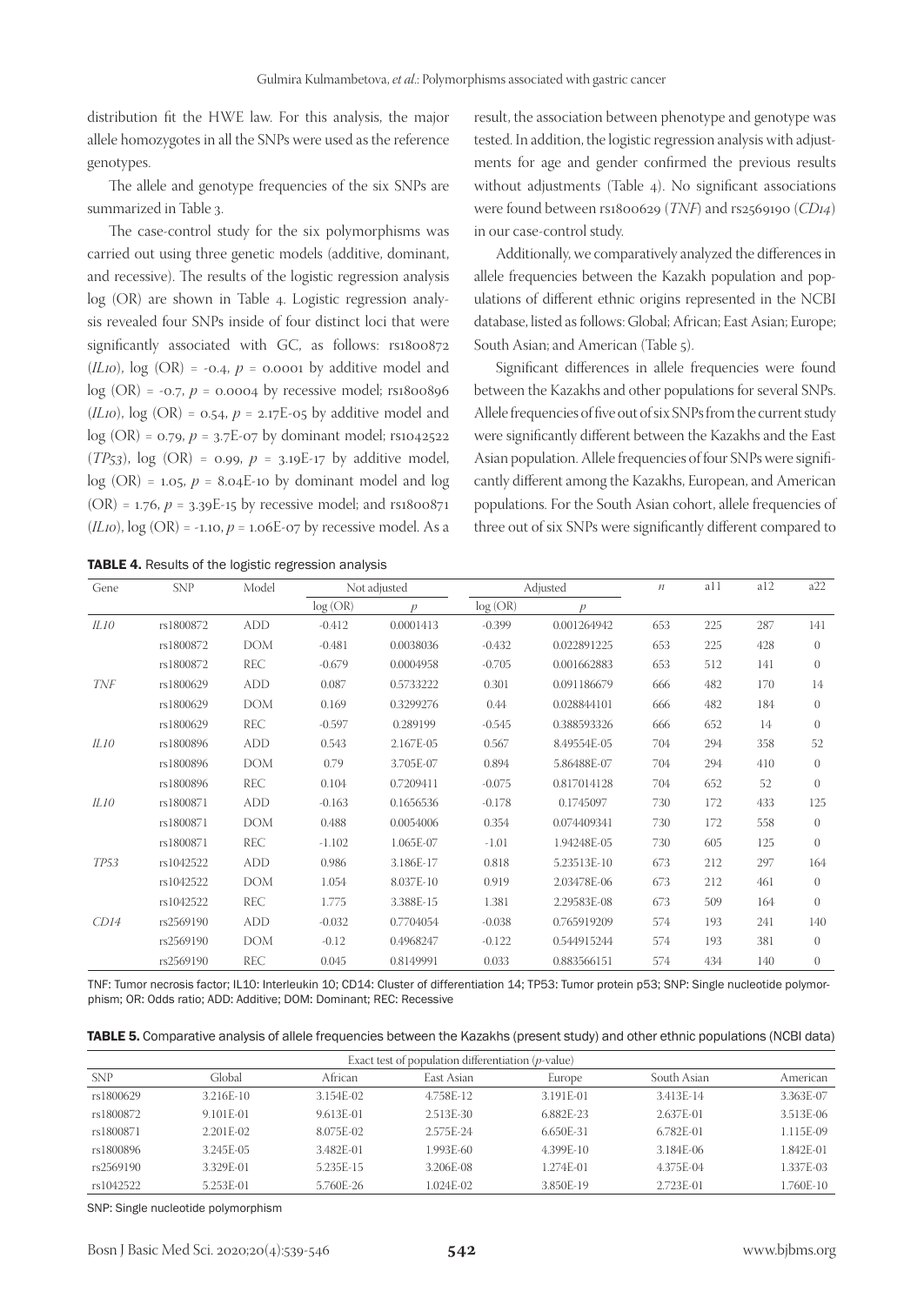distribution fit the HWE law. For this analysis, the major allele homozygotes in all the SNPs were used as the reference genotypes.

The allele and genotype frequencies of the six SNPs are summarized in Table 3.

The case-control study for the six polymorphisms was carried out using three genetic models (additive, dominant, and recessive). The results of the logistic regression analysis log (OR) are shown in Table 4. Logistic regression analysis revealed four SNPs inside of four distinct loci that were significantly associated with GC, as follows: rs1800872 (*IL10*), log (OR) = -0.4, $p$ = 0.0001 by additive model and log (OR) = -0.7, $p$ = 0.0004 by recessive model; rs1800896 (*IL10*), log (OR) = 0.54, $p$ = 2.17E-05 by additive model and log (OR) = 0.79, $p$ = 3.7E-07 by dominant model; rs1042522 (*TP53*), log (OR) = 0.99, $p$ = 3.19E-17 by additive model, log (OR) = 1.05, $p$ = 8.04E-10 by dominant model and log (OR) = 1.76, $p$ = 3.39E-15 by recessive model; and rs1800871 (*IL10*), log (OR) = -1.10, $p$ = 1.06E-07 by recessive model. As a result, the association between phenotype and genotype was tested. In addition, the logistic regression analysis with adjustments for age and gender confirmed the previous results without adjustments (Table 4). No significant associations were found between rs1800629 (*TNF*) and rs2569190 (*CD14*) in our case-control study.

Additionally, we comparatively analyzed the differences in allele frequencies between the Kazakh population and populations of different ethnic origins represented in the NCBI database, listed as follows: Global; African; East Asian; Europe; South Asian; and American (Table 5).

Significant differences in allele frequencies were found between the Kazakhs and other populations for several SNPs. Allele frequencies of five out of six SNPs from the current study were significantly different between the Kazakhs and the East Asian population. Allele frequencies of four SNPs were significantly different among the Kazakhs, European, and American populations. For the South Asian cohort, allele frequencies of three out of six SNPs were significantly different compared to

**TABLE 4.** Results of the logistic regression analysis

| Gene | SNP | Model | Not adjusted | | Adjusted | | $n$ | a11 | a12 | a22 |
|---|---|---|---|---|---|---|---|---|---|---|
| | | | log (OR) | $p$ | log (OR) | $p$ | | | | |
| *IL10* | rs1800872 | ADD | -0.412 | 0.0001413 | -0.399 | 0.001264942 | 653 | 225 | 287 | 141 |
| | rs1800872 | DOM | -0.481 | 0.0038036 | -0.432 | 0.022891225 | 653 | 225 | 428 | 0 |
| | rs1800872 | REC | -0.679 | 0.0004958 | -0.705 | 0.001662883 | 653 | 512 | 141 | 0 |
| *TNF* | rs1800629 | ADD | 0.087 | 0.5733222 | 0.301 | 0.091186679 | 666 | 482 | 170 | 14 |
| | rs1800629 | DOM | 0.169 | 0.3299276 | 0.44 | 0.028844101 | 666 | 482 | 184 | 0 |
| | rs1800629 | REC | -0.597 | 0.289199 | -0.545 | 0.388593326 | 666 | 652 | 14 | 0 |
| *IL10* | rs1800896 | ADD | 0.543 | 2.167E-05 | 0.567 | 8.49554E-05 | 704 | 294 | 358 | 52 |
| | rs1800896 | DOM | 0.79 | 3.705E-07 | 0.894 | 5.86488E-07 | 704 | 294 | 410 | 0 |
| | rs1800896 | REC | 0.104 | 0.7209411 | -0.075 | 0.817014128 | 704 | 652 | 52 | 0 |
| *IL10* | rs1800871 | ADD | -0.163 | 0.1656536 | -0.178 | 0.1745097 | 730 | 172 | 433 | 125 |
| | rs1800871 | DOM | 0.488 | 0.0054006 | 0.354 | 0.074409341 | 730 | 172 | 558 | 0 |
| | rs1800871 | REC | -1.102 | 1.065E-07 | -1.01 | 1.94248E-05 | 730 | 605 | 125 | 0 |
| *TP53* | rs1042522 | ADD | 0.986 | 3.186E-17 | 0.818 | 5.23513E-10 | 673 | 212 | 297 | 164 |
| | rs1042522 | DOM | 1.054 | 8.037E-10 | 0.919 | 2.03478E-06 | 673 | 212 | 461 | 0 |
| | rs1042522 | REC | 1.775 | 3.388E-15 | 1.381 | 2.29583E-08 | 673 | 509 | 164 | 0 |
| *CD14* | rs2569190 | ADD | -0.032 | 0.7704054 | -0.038 | 0.765919209 | 574 | 193 | 241 | 140 |
| | rs2569190 | DOM | -0.12 | 0.4968247 | -0.122 | 0.544915244 | 574 | 193 | 381 | 0 |
| | rs2569190 | REC | 0.045 | 0.8149991 | 0.033 | 0.883566151 | 574 | 434 | 140 | 0 |

TNF: Tumor necrosis factor; IL10: Interleukin 10; CD14: Cluster of differentiation 14; TP53: Tumor protein p53; SNP: Single nucleotide polymorphism; OR: Odds ratio; ADD: Additive; DOM: Dominant; REC: Recessive

**TABLE 5.** Comparative analysis of allele frequencies between the Kazakhs (present study) and other ethnic populations (NCBI data)

| | Exact test of population differentiation ($p$-value) | | | | | |
|---|---|---|---|---|---|---|
| SNP | Global | African | East Asian | Europe | South Asian | American |
| rs1800629 | 3.216E-10 | 3.154E-02 | 4.758E-12 | 3.191E-01 | 3.413E-14 | 3.363E-07 |
| rs1800872 | 9.101E-01 | 9.613E-01 | 2.513E-30 | 6.882E-23 | 2.637E-01 | 3.513E-06 |
| rs1800871 | 2.201E-02 | 8.075E-02 | 2.575E-24 | 6.650E-31 | 6.782E-01 | 1.115E-09 |
| rs1800896 | 3.245E-05 | 3.482E-01 | 1.993E-60 | 4.399E-10 | 3.184E-06 | 1.842E-01 |
| rs2569190 | 3.329E-01 | 5.235E-15 | 3.206E-08 | 1.274E-01 | 4.375E-04 | 1.337E-03 |
| rs1042522 | 5.253E-01 | 5.760E-26 | 1.024E-02 | 3.850E-19 | 2.723E-01 | 1.760E-10 |

SNP: Single nucleotide polymorphism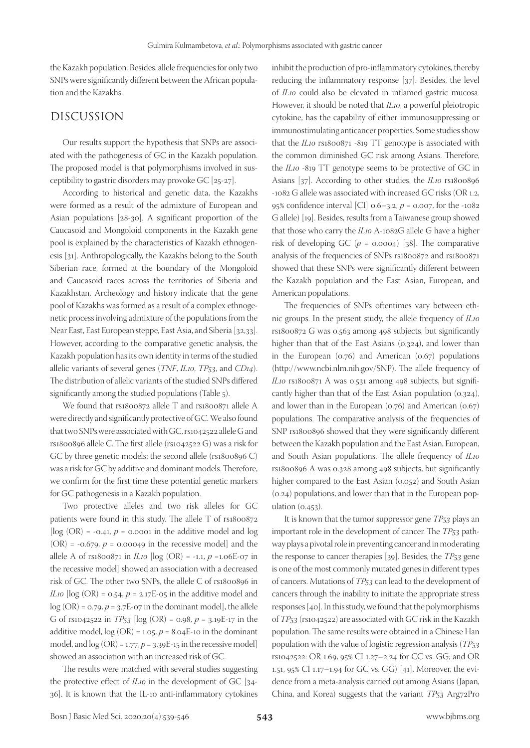the Kazakh population. Besides, allele frequencies for only two SNPs were significantly different between the African population and the Kazakhs.

## DISCUSSION

Our results support the hypothesis that SNPs are associated with the pathogenesis of GC in the Kazakh population. The proposed model is that polymorphisms involved in susceptibility to gastric disorders may provoke GC [25-27].

According to historical and genetic data, the Kazakhs were formed as a result of the admixture of European and Asian populations [28-30]. A significant proportion of the Caucasoid and Mongoloid components in the Kazakh gene pool is explained by the characteristics of Kazakh ethnogenesis [31]. Anthropologically, the Kazakhs belong to the South Siberian race, formed at the boundary of the Mongoloid and Caucasoid races across the territories of Siberia and Kazakhstan. Archeology and history indicate that the gene pool of Kazakhs was formed as a result of a complex ethnogenetic process involving admixture of the populations from the Near East, East European steppe, East Asia, and Siberia [32,33]. However, according to the comparative genetic analysis, the Kazakh population has its own identity in terms of the studied allelic variants of several genes (*TNF*, *IL10*, *TP53*, and *CD14*). The distribution of allelic variants of the studied SNPs differed significantly among the studied populations (Table 5).

We found that rs1800872 allele T and rs1800871 allele A were directly and significantly protective of GC. We also found that two SNPs were associated with GC, rs1042522 allele G and rs1800896 allele C. The first allele (rs1042522 G) was a risk for GC by three genetic models; the second allele (rs1800896 C) was a risk for GC by additive and dominant models. Therefore, we confirm for the first time these potential genetic markers for GC pathogenesis in a Kazakh population.

Two protective alleles and two risk alleles for GC patients were found in this study. The allele T of rs1800872 [log (OR) = -0.41, $p$ = 0.0001 in the additive model and log (OR) = -0.679, $p$ = 0.00049 in the recessive model] and the allele A of rs1800871 in *IL10* [log (OR) = -1.1, $p$ =1.06E-07 in the recessive model] showed an association with a decreased risk of GC. The other two SNPs, the allele C of rs1800896 in *IL10* [log (OR) = 0.54, $p$ = 2.17E-05 in the additive model and log (OR) = 0.79, $p$ = 3.7E-07 in the dominant model], the allele G of rs1042522 in *TP53* [log (OR) = 0.98, $p$ = 3.19E-17 in the additive model, log (OR) = 1.05, $p$ = 8.04E-10 in the dominant model, and log (OR) = 1.77, $p$ = 3.39E-15 in the recessive model] showed an association with an increased risk of GC.

The results were matched with several studies suggesting the protective effect of *IL10* in the development of GC [34-36]. It is known that the IL-10 anti-inflammatory cytokines inhibit the production of pro-inflammatory cytokines, thereby reducing the inflammatory response [37]. Besides, the level of *IL10* could also be elevated in inflamed gastric mucosa. However, it should be noted that *IL10*, a powerful pleiotropic cytokine, has the capability of either immunosuppressing or immunostimulating anticancer properties. Some studies show that the *IL10* rs1800871 -819 TT genotype is associated with the common diminished GC risk among Asians. Therefore, the *IL10* -819 TT genotype seems to be protective of GC in Asians [37]. According to other studies, the *IL10* rs1800896 -1082 G allele was associated with increased GC risks (OR 1.2, 95% confidence interval [CI] 0.6–3.2, $p$ = 0.007, for the -1082 G allele) [19]. Besides, results from a Taiwanese group showed that those who carry the *IL10* A-1082G allele G have a higher risk of developing GC ($p$ = 0.0004) [38]. The comparative analysis of the frequencies of SNPs rs1800872 and rs1800871 showed that these SNPs were significantly different between the Kazakh population and the East Asian, European, and American populations.

The frequencies of SNPs oftentimes vary between ethnic groups. In the present study, the allele frequency of *IL10* rs1800872 G was 0.563 among 498 subjects, but significantly higher than that of the East Asians (0.324), and lower than in the European (0.76) and American (0.67) populations (http://www.ncbi.nlm.nih.gov/SNP). The allele frequency of *IL10* rs1800871 A was 0.531 among 498 subjects, but significantly higher than that of the East Asian population (0.324), and lower than in the European (0.76) and American (0.67) populations. The comparative analysis of the frequencies of SNP rs1800896 showed that they were significantly different between the Kazakh population and the East Asian, European, and South Asian populations. The allele frequency of *IL10* rs1800896 A was 0.328 among 498 subjects, but significantly higher compared to the East Asian (0.052) and South Asian (0.24) populations, and lower than that in the European population (0.453).

It is known that the tumor suppressor gene *TP53* plays an important role in the development of cancer. The *TP53* pathway plays a pivotal role in preventing cancer and in moderating the response to cancer therapies [39]. Besides, the *TP53* gene is one of the most commonly mutated genes in different types of cancers. Mutations of *TP53* can lead to the development of cancers through the inability to initiate the appropriate stress responses [40]. In this study, we found that the polymorphisms of *TP53* (rs1042522) are associated with GC risk in the Kazakh population. The same results were obtained in a Chinese Han population with the value of logistic regression analysis (*TP53* rs1042522: OR 1.69, 95% CI 1.27–2.24 for CC vs. GG; and OR 1.51, 95% CI 1.17–1.94 for GC vs. GG) [41]. Moreover, the evidence from a meta-analysis carried out among Asians (Japan, China, and Korea) suggests that the variant *TP53* Arg72Pro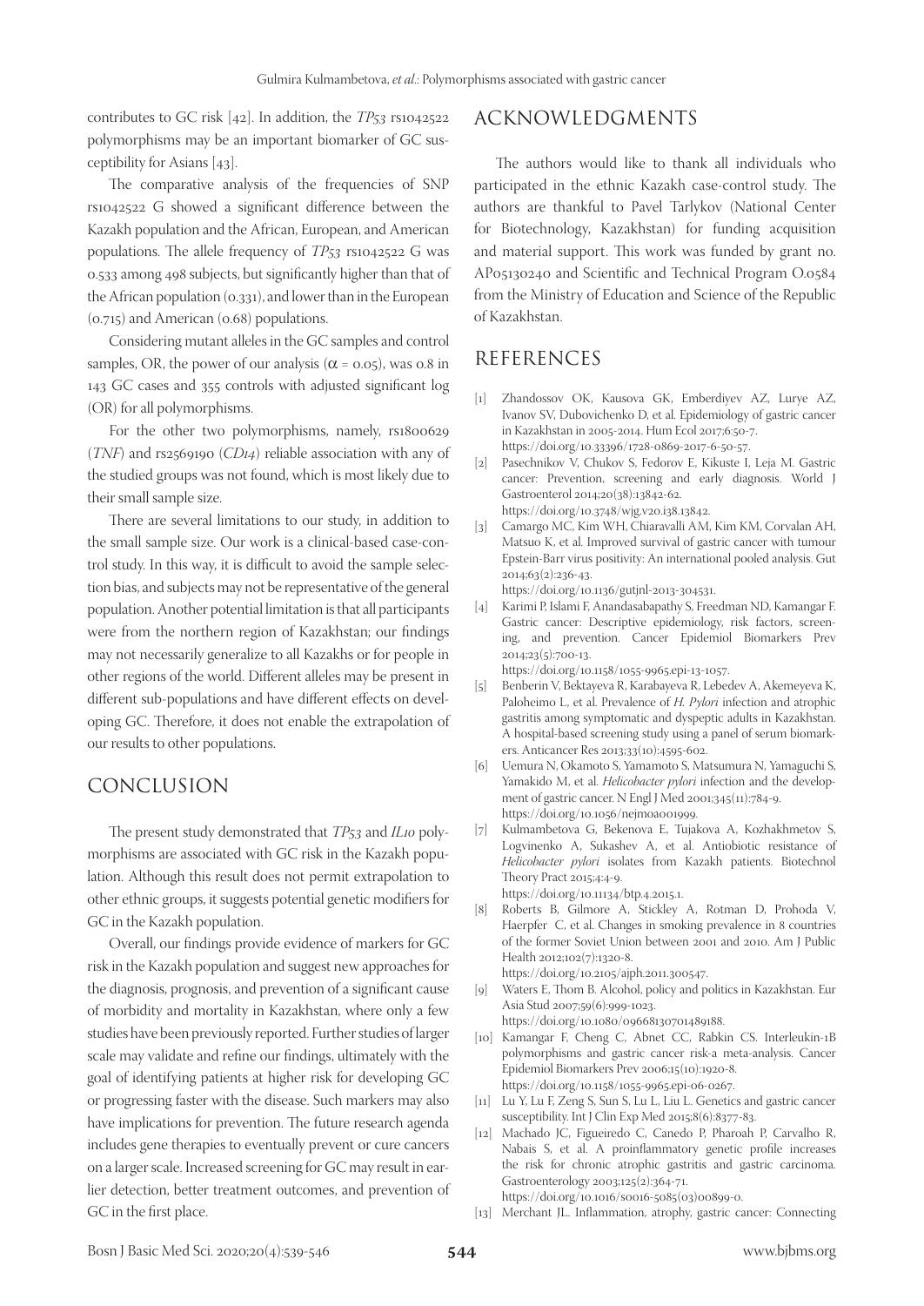contributes to GC risk [42]. In addition, the *TP53* rs1042522 polymorphisms may be an important biomarker of GC susceptibility for Asians [43].

The comparative analysis of the frequencies of SNP rs1042522 G showed a significant difference between the Kazakh population and the African, European, and American populations. The allele frequency of *TP53* rs1042522 G was 0.533 among 498 subjects, but significantly higher than that of the African population (0.331), and lower than in the European (0.715) and American (0.68) populations.

Considering mutant alleles in the GC samples and control samples, OR, the power of our analysis ($\alpha = 0.05$), was 0.8 in 143 GC cases and 355 controls with adjusted significant log (OR) for all polymorphisms.

For the other two polymorphisms, namely, rs1800629 (*TNF*) and rs2569190 (*CD14*) reliable association with any of the studied groups was not found, which is most likely due to their small sample size.

There are several limitations to our study, in addition to the small sample size. Our work is a clinical-based case-control study. In this way, it is difficult to avoid the sample selection bias, and subjects may not be representative of the general population. Another potential limitation is that all participants were from the northern region of Kazakhstan; our findings may not necessarily generalize to all Kazakhs or for people in other regions of the world. Different alleles may be present in different sub-populations and have different effects on developing GC. Therefore, it does not enable the extrapolation of our results to other populations.

## CONCLUSION

The present study demonstrated that *TP53* and *IL10* polymorphisms are associated with GC risk in the Kazakh population. Although this result does not permit extrapolation to other ethnic groups, it suggests potential genetic modifiers for GC in the Kazakh population.

Overall, our findings provide evidence of markers for GC risk in the Kazakh population and suggest new approaches for the diagnosis, prognosis, and prevention of a significant cause of morbidity and mortality in Kazakhstan, where only a few studies have been previously reported. Further studies of larger scale may validate and refine our findings, ultimately with the goal of identifying patients at higher risk for developing GC or progressing faster with the disease. Such markers may also have implications for prevention. The future research agenda includes gene therapies to eventually prevent or cure cancers on a larger scale. Increased screening for GC may result in earlier detection, better treatment outcomes, and prevention of GC in the first place.

## ACKNOWLEDGMENTS

The authors would like to thank all individuals who participated in the ethnic Kazakh case-control study. The authors are thankful to Pavel Tarlykov (National Center for Biotechnology, Kazakhstan) for funding acquisition and material support. This work was funded by grant no. AP05130240 and Scientific and Technical Program O.0584 from the Ministry of Education and Science of the Republic of Kazakhstan.

## REFERENCES

[1] Zhandossov OK, Kausova GK, Emberdiyev AZ, Lurye AZ, Ivanov SV, Dubovichenko D, et al. Epidemiology of gastric cancer in Kazakhstan in 2005-2014. Hum Ecol 2017;6:50-7. https://doi.org/10.33396/1728-0869-2017-6-50-57.

[2] Pasechnikov V, Chukov S, Fedorov E, Kikuste I, Leja M. Gastric cancer: Prevention, screening and early diagnosis. World J Gastroenterol 2014;20(38):13842-62. https://doi.org/10.3748/wjg.v20.i38.13842.

[3] Camargo MC, Kim WH, Chiaravalli AM, Kim KM, Corvalan AH, Matsuo K, et al. Improved survival of gastric cancer with tumour Epstein-Barr virus positivity: An international pooled analysis. Gut 2014;63(2):236-43. https://doi.org/10.1136/gutjnl-2013-304531.

[4] Karimi P, Islami F, Anandasabapathy S, Freedman ND, Kamangar F. Gastric cancer: Descriptive epidemiology, risk factors, screening, and prevention. Cancer Epidemiol Biomarkers Prev 2014;23(5):700-13. https://doi.org/10.1158/1055-9965.epi-13-1057.

[5] Benberin V, Bektayeva R, Karabayeva R, Lebedev A, Akemeyeva K, Paloheimo L, et al. Prevalence of *H. Pylori* infection and atrophic gastritis among symptomatic and dyspeptic adults in Kazakhstan. A hospital-based screening study using a panel of serum biomarkers. Anticancer Res 2013;33(10):4595-602.

[6] Uemura N, Okamoto S, Yamamoto S, Matsumura N, Yamaguchi S, Yamakido M, et al. *Helicobacter pylori* infection and the development of gastric cancer. N Engl J Med 2001;345(11):784-9. https://doi.org/10.1056/nejmoa001999.

[7] Kulmambetova G, Bekenova E, Tujakova A, Kozhakhmetov S, Logvinenko A, Sukashev A, et al. Antiobiotic resistance of *Helicobacter pylori* isolates from Kazakh patients. Biotechnol Theory Pract 2015;4:4-9. https://doi.org/10.11134/btp.4.2015.1.

[8] Roberts B, Gilmore A, Stickley A, Rotman D, Prohoda V, Haerpfer C, et al. Changes in smoking prevalence in 8 countries of the former Soviet Union between 2001 and 2010. Am J Public Health 2012;102(7):1320-8. https://doi.org/10.2105/ajph.2011.300547.

[9] Waters E, Thom B. Alcohol, policy and politics in Kazakhstan. Eur Asia Stud 2007;59(6):999-1023. https://doi.org/10.1080/09668130701489188.

[10] Kamangar F, Cheng C, Abnet CC, Rabkin CS. Interleukin-1B polymorphisms and gastric cancer risk-a meta-analysis. Cancer Epidemiol Biomarkers Prev 2006;15(10):1920-8. https://doi.org/10.1158/1055-9965.epi-06-0267.

[11] Lu Y, Lu F, Zeng S, Sun S, Lu L, Liu L. Genetics and gastric cancer susceptibility. Int J Clin Exp Med 2015;8(6):8377-83.

[12] Machado JC, Figueiredo C, Canedo P, Pharoah P, Carvalho R, Nabais S, et al. A proinflammatory genetic profile increases the risk for chronic atrophic gastritis and gastric carcinoma. Gastroenterology 2003;125(2):364-71. https://doi.org/10.1016/s0016-5085(03)00899-0.

[13] Merchant JL. Inflammation, atrophy, gastric cancer: Connecting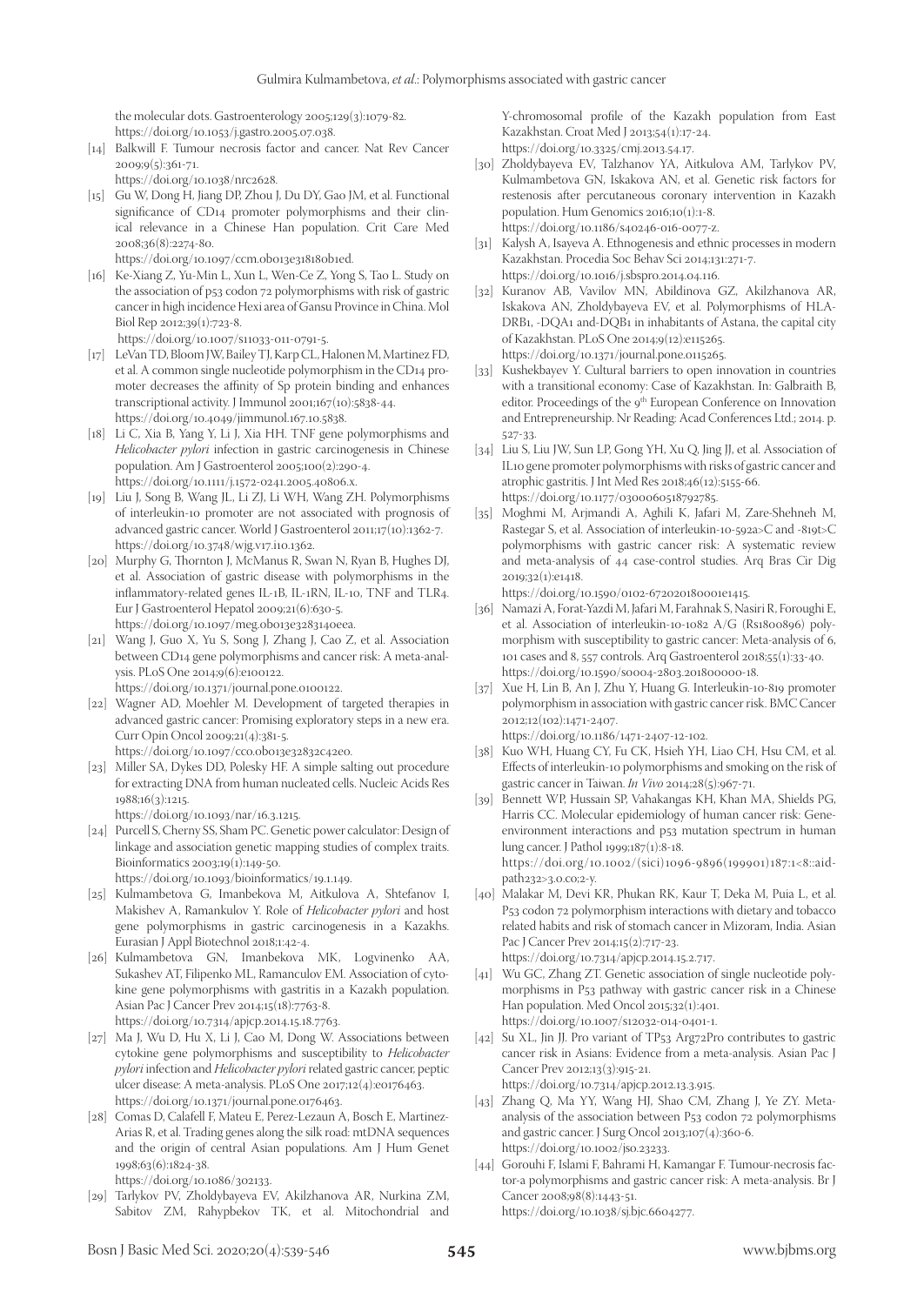the molecular dots. Gastroenterology 2005;129(3):1079-82. https://doi.org/10.1053/j.gastro.2005.07.038.

[14] Balkwill F. Tumour necrosis factor and cancer. Nat Rev Cancer 2009;9(5):361-71. https://doi.org/10.1038/nrc2628.

[15] Gu W, Dong H, Jiang DP, Zhou J, Du DY, Gao JM, et al. Functional significance of CD14 promoter polymorphisms and their clinical relevance in a Chinese Han population. Crit Care Med 2008;36(8):2274-80. https://doi.org/10.1097/ccm.0b013e318180b1ed.

[16] Ke-Xiang Z, Yu-Min L, Xun L, Wen-Ce Z, Yong S, Tao L. Study on the association of p53 codon 72 polymorphisms with risk of gastric cancer in high incidence Hexi area of Gansu Province in China. Mol Biol Rep 2012;39(1):723-8. https://doi.org/10.1007/s11033-011-0791-5.

[17] LeVan TD, Bloom JW, Bailey TJ, Karp CL, Halonen M, Martinez FD, et al. A common single nucleotide polymorphism in the CD14 promoter decreases the affinity of Sp protein binding and enhances transcriptional activity. J Immunol 2001;167(10):5838-44. https://doi.org/10.4049/jimmunol.167.10.5838.

[18] Li C, Xia B, Yang Y, Li J, Xia HH. TNF gene polymorphisms and *Helicobacter pylori* infection in gastric carcinogenesis in Chinese population. Am J Gastroenterol 2005;100(2):290-4. https://doi.org/10.1111/j.1572-0241.2005.40806.x.

[19] Liu J, Song B, Wang JL, Li ZJ, Li WH, Wang ZH. Polymorphisms of interleukin-10 promoter are not associated with prognosis of advanced gastric cancer. World J Gastroenterol 2011;17(10):1362-7. https://doi.org/10.3748/wjg.v17.i10.1362.

[20] Murphy G, Thornton J, McManus R, Swan N, Ryan B, Hughes DJ, et al. Association of gastric disease with polymorphisms in the inflammatory-related genes IL-1B, IL-1RN, IL-10, TNF and TLR4. Eur J Gastroenterol Hepatol 2009;21(6):630-5. https://doi.org/10.1097/meg.0b013e3283140eea.

[21] Wang J, Guo X, Yu S, Song J, Zhang J, Cao Z, et al. Association between CD14 gene polymorphisms and cancer risk: A meta-analysis. PLoS One 2014;9(6):e100122. https://doi.org/10.1371/journal.pone.0100122.

[22] Wagner AD, Moehler M. Development of targeted therapies in advanced gastric cancer: Promising exploratory steps in a new era. Curr Opin Oncol 2009;21(4):381-5. https://doi.org/10.1097/cco.0b013e32832c42e0.

[23] Miller SA, Dykes DD, Polesky HF. A simple salting out procedure for extracting DNA from human nucleated cells. Nucleic Acids Res 1988;16(3):1215. https://doi.org/10.1093/nar/16.3.1215.

[24] Purcell S, Cherny SS, Sham PC. Genetic power calculator: Design of linkage and association genetic mapping studies of complex traits. Bioinformatics 2003;19(1):149-50. https://doi.org/10.1093/bioinformatics/19.1.149.

[25] Kulmambetova G, Imanbekova M, Aitkulova A, Shtefanov I, Makishev A, Ramankulov Y. Role of *Helicobacter pylori* and host gene polymorphisms in gastric carcinogenesis in a Kazakhs. Eurasian J Appl Biotechnol 2018;1:42-4.

[26] Kulmambetova GN, Imanbekova MK, Logvinenko AA, Sukashev AT, Filipenko ML, Ramanculov EM. Association of cytokine gene polymorphisms with gastritis in a Kazakh population. Asian Pac J Cancer Prev 2014;15(18):7763-8. https://doi.org/10.7314/apjcp.2014.15.18.7763.

[27] Ma J, Wu D, Hu X, Li J, Cao M, Dong W. Associations between cytokine gene polymorphisms and susceptibility to *Helicobacter pylori* infection and *Helicobacter pylori* related gastric cancer, peptic ulcer disease: A meta-analysis. PLoS One 2017;12(4):e0176463. https://doi.org/10.1371/journal.pone.0176463.

[28] Comas D, Calafell F, Mateu E, Perez-Lezaun A, Bosch E, Martinez-Arias R, et al. Trading genes along the silk road: mtDNA sequences and the origin of central Asian populations. Am J Hum Genet 1998;63(6):1824-38. https://doi.org/10.1086/302133.

[29] Tarlykov PV, Zholdybayeva EV, Akilzhanova AR, Nurkina ZM, Sabitov ZM, Rahypbekov TK, et al. Mitochondrial and Y-chromosomal profile of the Kazakh population from East Kazakhstan. Croat Med J 2013;54(1):17-24. https://doi.org/10.3325/cmj.2013.54.17.

[30] Zholdybayeva EV, Talzhanov YA, Aitkulova AM, Tarlykov PV, Kulmambetova GN, Iskakova AN, et al. Genetic risk factors for restenosis after percutaneous coronary intervention in Kazakh population. Hum Genomics 2016;10(1):1-8. https://doi.org/10.1186/s40246-016-0077-z.

[31] Kalysh A, Isayeva A. Ethnogenesis and ethnic processes in modern Kazakhstan. Procedia Soc Behav Sci 2014;131:271-7. https://doi.org/10.1016/j.sbspro.2014.04.116.

[32] Kuranov AB, Vavilov MN, Abildinova GZ, Akilzhanova AR, Iskakova AN, Zholdybayeva EV, et al. Polymorphisms of HLA-DRB1, -DQA1 and-DQB1 in inhabitants of Astana, the capital city of Kazakhstan. PLoS One 2014;9(12):e115265. https://doi.org/10.1371/journal.pone.0115265.

[33] Kushekbayev Y. Cultural barriers to open innovation in countries with a transitional economy: Case of Kazakhstan. In: Galbraith B, editor. Proceedings of the 9th European Conference on Innovation and Entrepreneurship. Nr Reading: Acad Conferences Ltd.; 2014. p. 527-33.

[34] Liu S, Liu JW, Sun LP, Gong YH, Xu Q, Jing JJ, et al. Association of IL10 gene promoter polymorphisms with risks of gastric cancer and atrophic gastritis. J Int Med Res 2018;46(12):5155-66. https://doi.org/10.1177/0300060518792785.

[35] Moghmi M, Arjmandi A, Aghili K, Jafari M, Zare-Shehneh M, Rastegar S, et al. Association of interleukin-10-592a>C and -819t>C polymorphisms with gastric cancer risk: A systematic review and meta-analysis of 44 case-control studies. Arq Bras Cir Dig 2019;32(1):e1418. https://doi.org/10.1590/0102-672020180001e1415.

[36] Namazi A, Forat-Yazdi M, Jafari M, Farahnak S, Nasiri R, Foroughi E, et al. Association of interleukin-10-1082 A/G (Rs1800896) polymorphism with susceptibility to gastric cancer: Meta-analysis of 6,101 cases and 8,557 controls. Arq Gastroenterol 2018;55(1):33-40. https://doi.org/10.1590/s0004-2803.201800000-18.

[37] Xue H, Lin B, An J, Zhu Y, Huang G. Interleukin-10-819 promoter polymorphism in association with gastric cancer risk. BMC Cancer 2012;12(102):1471-2407. https://doi.org/10.1186/1471-2407-12-102.

[38] Kuo WH, Huang CY, Fu CK, Hsieh YH, Liao CH, Hsu CM, et al. Effects of interleukin-10 polymorphisms and smoking on the risk of gastric cancer in Taiwan. *In Vivo* 2014;28(5):967-71.

[39] Bennett WP, Hussain SP, Vahakangas KH, Khan MA, Shields PG, Harris CC. Molecular epidemiology of human cancer risk: Gene-environment interactions and p53 mutation spectrum in human lung cancer. J Pathol 1999;187(1):8-18. https://doi.org/10.1002/(sici)1096-9896(199901)187:1<8::aid-path232>3.0.co;2-y.

[40] Malakar M, Devi KR, Phukan RK, Kaur T, Deka M, Puia L, et al. P53 codon 72 polymorphism interactions with dietary and tobacco related habits and risk of stomach cancer in Mizoram, India. Asian Pac J Cancer Prev 2014;15(2):717-23. https://doi.org/10.7314/apjcp.2014.15.2.717.

[41] Wu GC, Zhang ZT. Genetic association of single nucleotide polymorphisms in P53 pathway with gastric cancer risk in a Chinese Han population. Med Oncol 2015;32(1):401. https://doi.org/10.1007/s12032-014-0401-1.

[42] Su XL, Jin JJ. Pro variant of TP53 Arg72Pro contributes to gastric cancer risk in Asians: Evidence from a meta-analysis. Asian Pac J Cancer Prev 2012;13(3):915-21. https://doi.org/10.7314/apjcp.2012.13.3.915.

[43] Zhang Q, Ma YY, Wang HJ, Shao CM, Zhang J, Ye ZY. Meta-analysis of the association between P53 codon 72 polymorphisms and gastric cancer. J Surg Oncol 2013;107(4):360-6. https://doi.org/10.1002/jso.23233.

[44] Gorouhi F, Islami F, Bahrami H, Kamangar F. Tumour-necrosis factor-a polymorphisms and gastric cancer risk: A meta-analysis. Br J Cancer 2008;98(8):1443-51. https://doi.org/10.1038/sj.bjc.6604277.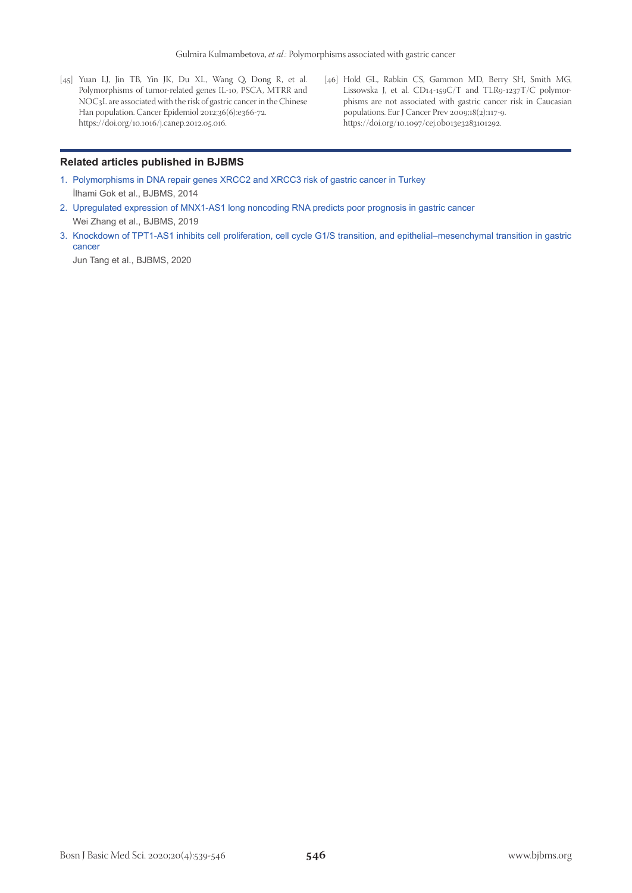[45] Yuan LJ, Jin TB, Yin JK, Du XL, Wang Q, Dong R, et al. Polymorphisms of tumor-related genes IL-10, PSCA, MTRR and NOC3L are associated with the risk of gastric cancer in the Chinese Han population. Cancer Epidemiol 2012;36(6):e366-72. https://doi.org/10.1016/j.canep.2012.05.016.

[46] Hold GL, Rabkin CS, Gammon MD, Berry SH, Smith MG, Lissowska J, et al. CD14-159C/T and TLR9-1237T/C polymorphisms are not associated with gastric cancer risk in Caucasian populations. Eur J Cancer Prev 2009;18(2):117-9. https://doi.org/10.1097/cej.0b013e3283101292.

## Related articles published in BJBMS

1. Polymorphisms in DNA repair genes XRCC2 and XRCC3 risk of gastric cancer in Turkey
   İlhami Gok et al., BJBMS, 2014
2. Upregulated expression of MNX1-AS1 long noncoding RNA predicts poor prognosis in gastric cancer
   Wei Zhang et al., BJBMS, 2019
3. Knockdown of TPT1-AS1 inhibits cell proliferation, cell cycle G1/S transition, and epithelial–mesenchymal transition in gastric cancer
   Jun Tang et al., BJBMS, 2020